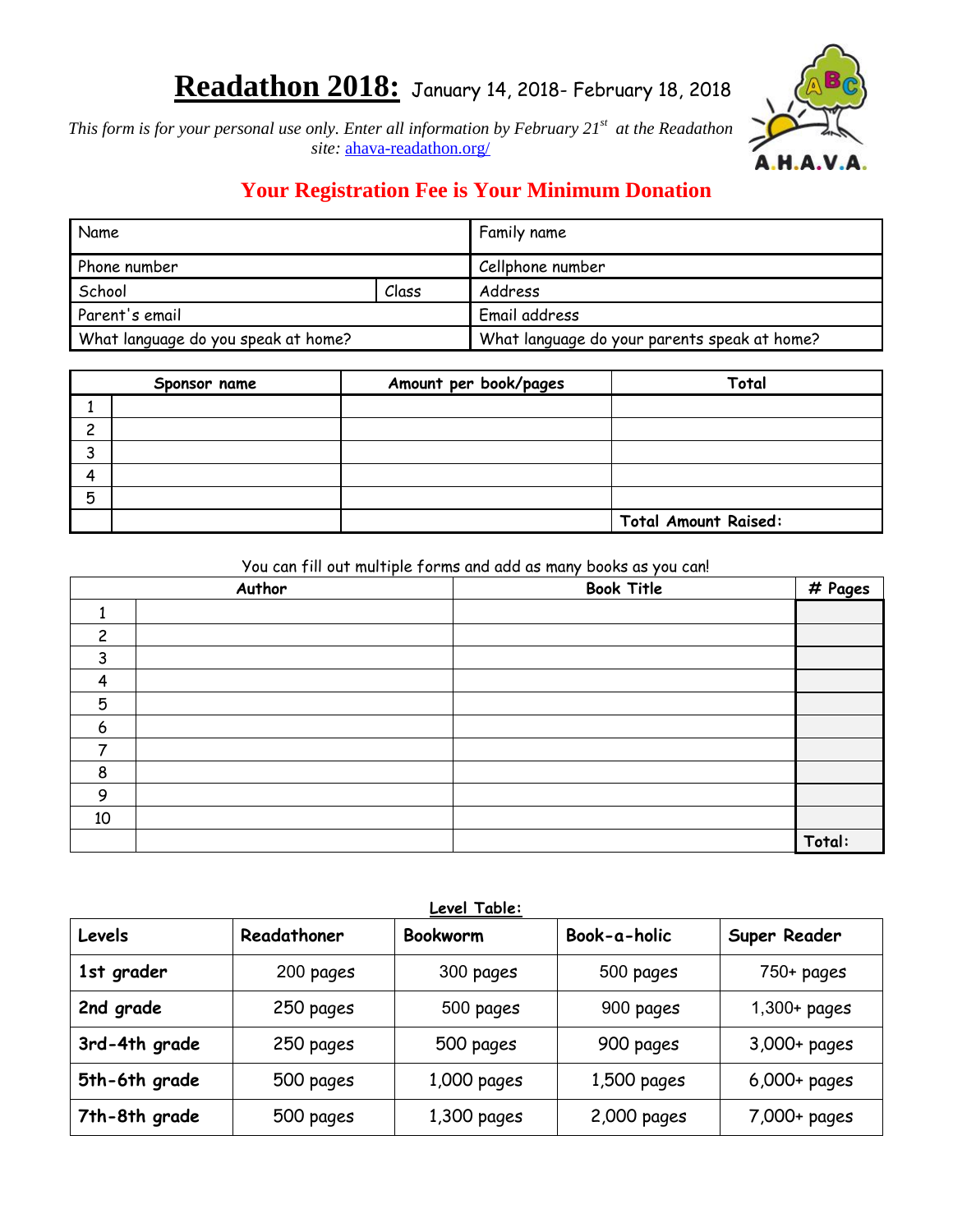# Readathon 2018: January 14, 2018- February 18, 2018

*This form is for your personal use only. Enter all information by February 21st at the Readathon site:* ahava-readathon.org/

A.H.A.V.A.

## Your Registration Fee is Your Minimum Donation

| Name | | Family name |
|---|---|---|
| Phone number | | Cellphone number |
| School | Class | Address |
| Parent's email | | Email address |
| What language do you speak at home? | | What language do your parents speak at home? |

| | Sponsor name | Amount per book/pages | Total |
|---|---|---|---|
| 1 | | | |
| 2 | | | |
| 3 | | | |
| 4 | | | |
| 5 | | | |
| | | | **Total Amount Raised:** |

You can fill out multiple forms and add as many books as you can!

| | Author | Book Title | # Pages |
|---|---|---|---|
| 1 | | | |
| 2 | | | |
| 3 | | | |
| 4 | | | |
| 5 | | | |
| 6 | | | |
| 7 | | | |
| 8 | | | |
| 9 | | | |
| 10 | | | |
| | | | **Total:** |

**Level Table:**

| Levels | Readathoner | Bookworm | Book-a-holic | Super Reader |
|---|---|---|---|---|
| **1st grader** | 200 pages | 300 pages | 500 pages | 750+ pages |
| **2nd grade** | 250 pages | 500 pages | 900 pages | 1,300+ pages |
| **3rd-4th grade** | 250 pages | 500 pages | 900 pages | 3,000+ pages |
| **5th-6th grade** | 500 pages | 1,000 pages | 1,500 pages | 6,000+ pages |
| **7th-8th grade** | 500 pages | 1,300 pages | 2,000 pages | 7,000+ pages |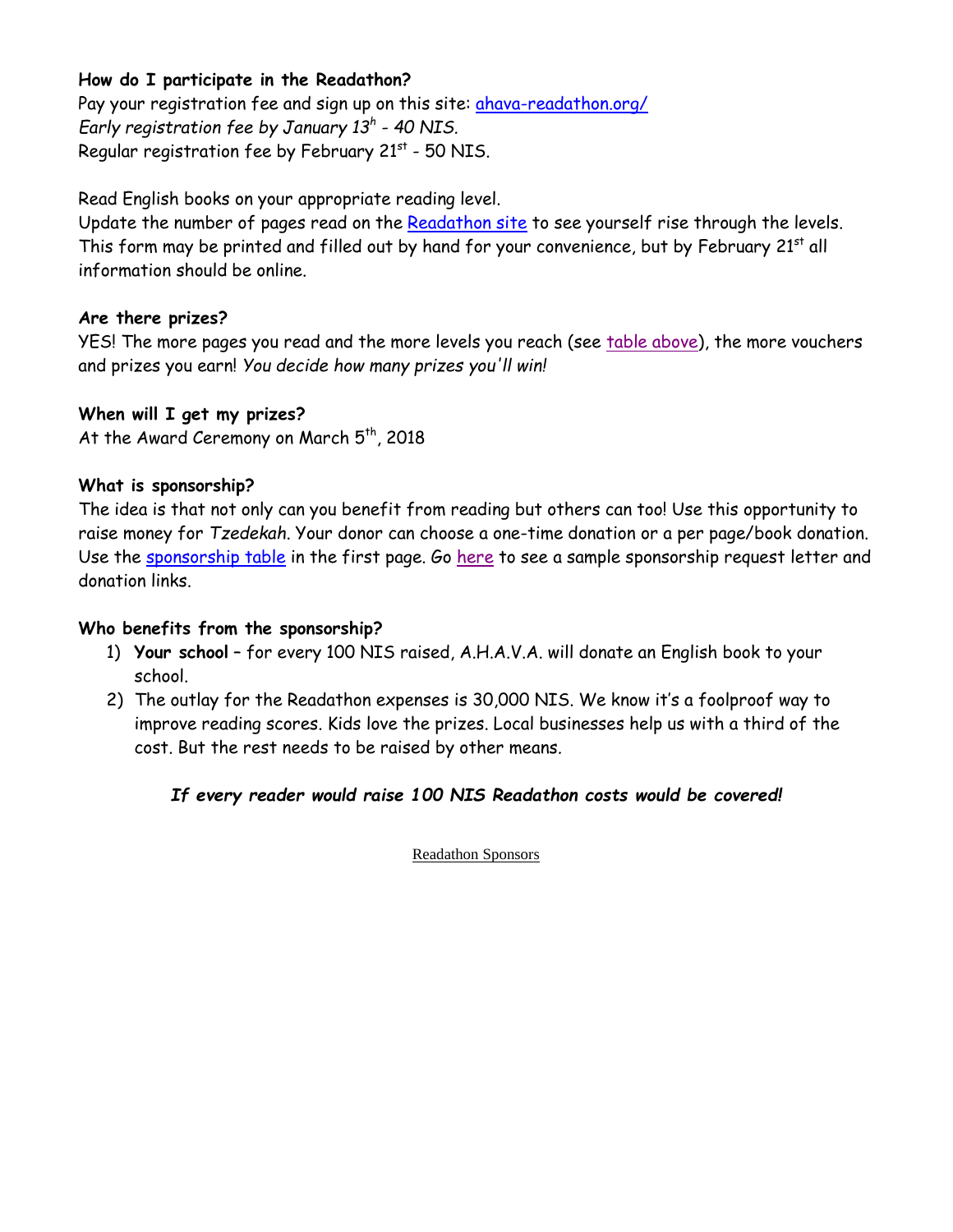**How do I participate in the Readathon?**
Pay your registration fee and sign up on this site: [ahava-readathon.org/](ahava-readathon.org/)
*Early registration fee by January 13h - 40 NIS.*
Regular registration fee by February 21st - 50 NIS.

Read English books on your appropriate reading level.
Update the number of pages read on the [Readathon site](#) to see yourself rise through the levels. This form may be printed and filled out by hand for your convenience, but by February 21st all information should be online.

**Are there prizes?**
YES! The more pages you read and the more levels you reach (see [table above](#)), the more vouchers and prizes you earn! *You decide how many prizes you'll win!*

**When will I get my prizes?**
At the Award Ceremony on March 5th, 2018

**What is sponsorship?**
The idea is that not only can you benefit from reading but others can too! Use this opportunity to raise money for *Tzedekah*. Your donor can choose a one-time donation or a per page/book donation. Use the [sponsorship table](#) in the first page. Go [here](#) to see a sample sponsorship request letter and donation links.

**Who benefits from the sponsorship?**

1) **Your school** – for every 100 NIS raised, A.H.A.V.A. will donate an English book to your school.
2) The outlay for the Readathon expenses is 30,000 NIS. We know it's a foolproof way to improve reading scores. Kids love the prizes. Local businesses help us with a third of the cost. But the rest needs to be raised by other means.

***If every reader would raise 100 NIS Readathon costs would be covered!***

[Readathon Sponsors](#)